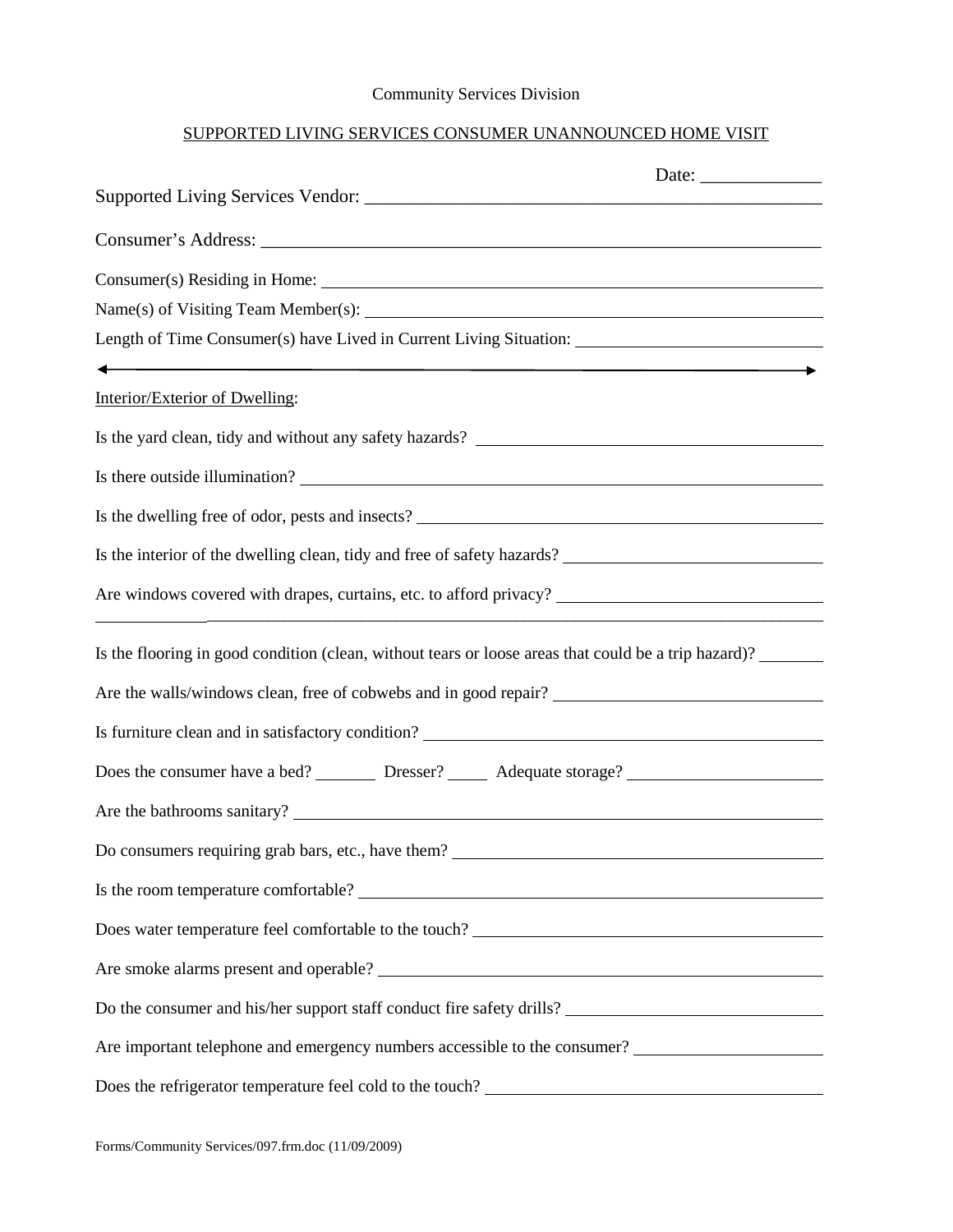Community Services Division

SUPPORTED LIVING SERVICES CONSUMER UNANNOUNCED HOME VISIT

Date: _____________

Supported Living Services Vendor: ________________________________________________

Consumer's Address: ___________________________________________________________

Consumer(s) Residing in Home: ____________________________________________________

Name(s) of Visiting Team Member(s): ________________________________________________

Length of Time Consumer(s) have Lived in Current Living Situation: ___________________________

---

Interior/Exterior of Dwelling:

Is the yard clean, tidy and without any safety hazards? ______________________________________

Is there outside illumination? ______________________________________________________

Is the dwelling free of odor, pests and insects? ______________________________________________

Is the interior of the dwelling clean, tidy and free of safety hazards? ____________________________

Are windows covered with drapes, curtains, etc. to afford privacy? ______________________________

__________________________________________________________________________

Is the flooring in good condition (clean, without tears or loose areas that could be a trip hazard)? _______

Are the walls/windows clean, free of cobwebs and in good repair? ______________________________

Is furniture clean and in satisfactory condition? ______________________________________________

Does the consumer have a bed? _______ Dresser? _____ Adequate storage? ______________________

Are the bathrooms sanitary? ________________________________________________________

Do consumers requiring grab bars, etc., have them? __________________________________________

Is the room temperature comfortable? ______________________________________________________

Does water temperature feel comfortable to the touch? ______________________________________

Are smoke alarms present and operable? ____________________________________________________

Do the consumer and his/her support staff conduct fire safety drills? _____________________________

Are important telephone and emergency numbers accessible to the consumer? ______________________

Does the refrigerator temperature feel cold to the touch? _______________________________________

Forms/Community Services/097.frm.doc (11/09/2009)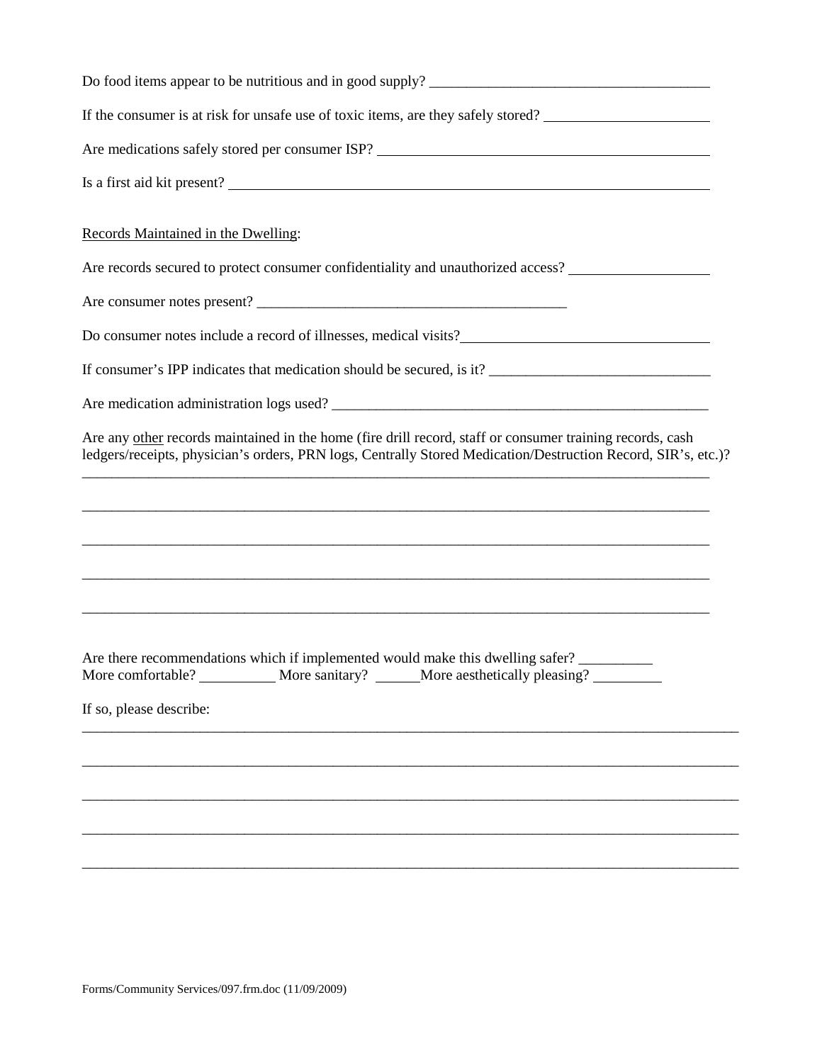Do food items appear to be nutritious and in good supply? ______________________________________

If the consumer is at risk for unsafe use of toxic items, are they safely stored? ______________________

Are medications safely stored per consumer ISP? ____________________________________________

Is a first aid kit present? __________________________________________________________________

Records Maintained in the Dwelling:

Are records secured to protect consumer confidentiality and unauthorized access? __________________

Are consumer notes present? ___________________________________________

Do consumer notes include a record of illnesses, medical visits?_________________________________

If consumer's IPP indicates that medication should be secured, is it? _____________________________

Are medication administration logs used? ____________________________________________________

Are any other records maintained in the home (fire drill record, staff or consumer training records, cash ledgers/receipts, physician's orders, PRN logs, Centrally Stored Medication/Destruction Record, SIR's, etc.)?

_____________________________________________________________________________________

_____________________________________________________________________________________

_____________________________________________________________________________________

_____________________________________________________________________________________

_____________________________________________________________________________________

Are there recommendations which if implemented would make this dwelling safer? __________
More comfortable? __________ More sanitary? ______More aesthetically pleasing? _________

If so, please describe:

_____________________________________________________________________________________

_____________________________________________________________________________________

_____________________________________________________________________________________

_____________________________________________________________________________________

_____________________________________________________________________________________

Forms/Community Services/097.frm.doc (11/09/2009)